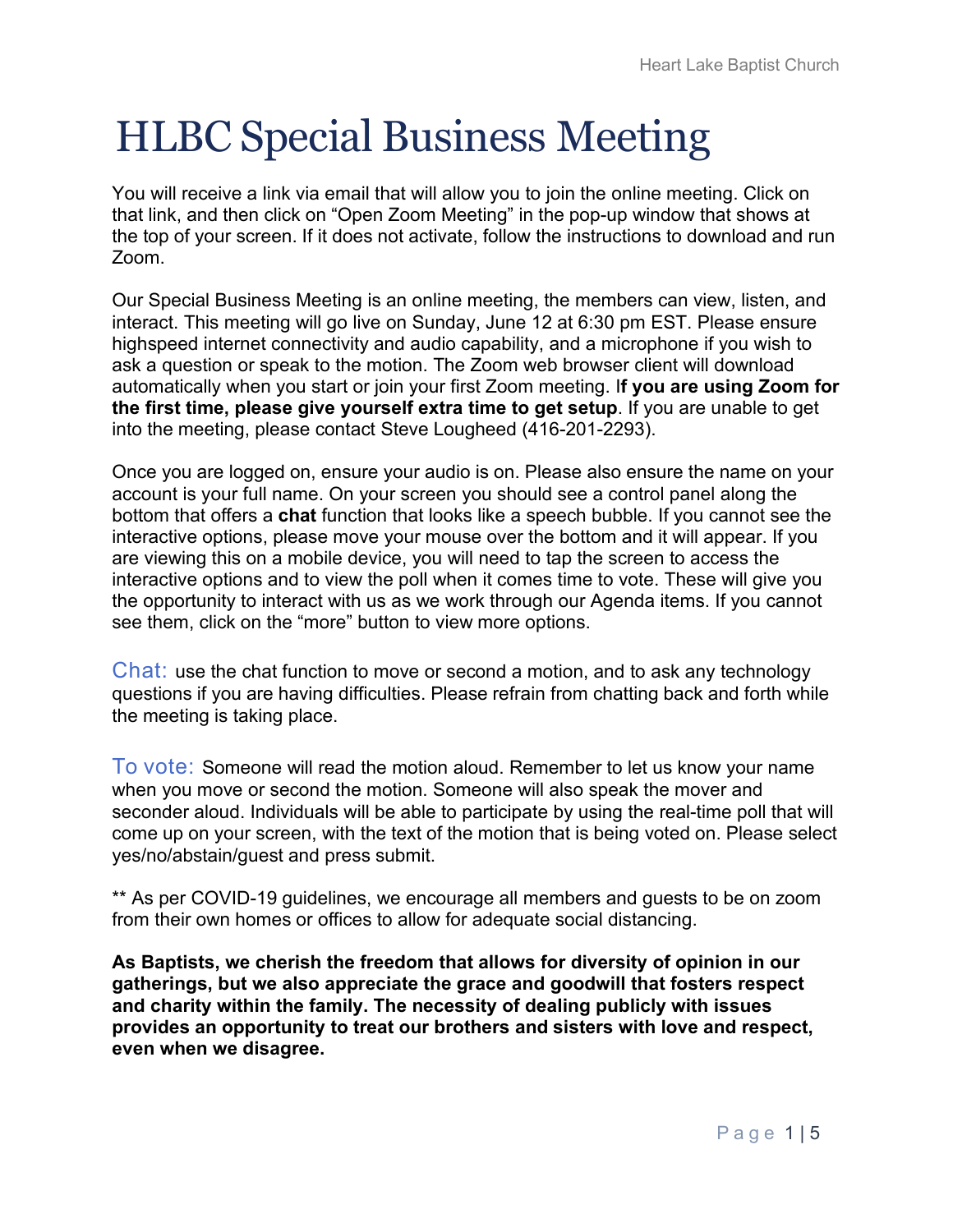# HLBC Special Business Meeting

You will receive a link via email that will allow you to join the online meeting. Click on that link, and then click on "Open Zoom Meeting" in the pop-up window that shows at the top of your screen. If it does not activate, follow the instructions to download and run Zoom.

Our Special Business Meeting is an online meeting, the members can view, listen, and interact. This meeting will go live on Sunday, June 12 at 6:30 pm EST. Please ensure highspeed internet connectivity and audio capability, and a microphone if you wish to ask a question or speak to the motion. The Zoom web browser client will download automatically when you start or join your first Zoom meeting. I**f you are using Zoom for the first time, please give yourself extra time to get setup**. If you are unable to get into the meeting, please contact Steve Lougheed (416-201-2293).

Once you are logged on, ensure your audio is on. Please also ensure the name on your account is your full name. On your screen you should see a control panel along the bottom that offers a **chat** function that looks like a speech bubble. If you cannot see the interactive options, please move your mouse over the bottom and it will appear. If you are viewing this on a mobile device, you will need to tap the screen to access the interactive options and to view the poll when it comes time to vote. These will give you the opportunity to interact with us as we work through our Agenda items. If you cannot see them, click on the "more" button to view more options.

Chat: use the chat function to move or second a motion, and to ask any technology questions if you are having difficulties. Please refrain from chatting back and forth while the meeting is taking place.

To vote: Someone will read the motion aloud. Remember to let us know your name when you move or second the motion. Someone will also speak the mover and seconder aloud. Individuals will be able to participate by using the real-time poll that will come up on your screen, with the text of the motion that is being voted on. Please select yes/no/abstain/guest and press submit.

** As per COVID-19 guidelines, we encourage all members and guests to be on zoom from their own homes or offices to allow for adequate social distancing.

**As Baptists, we cherish the freedom that allows for diversity of opinion in our gatherings, but we also appreciate the grace and goodwill that fosters respect and charity within the family. The necessity of dealing publicly with issues provides an opportunity to treat our brothers and sisters with love and respect, even when we disagree.**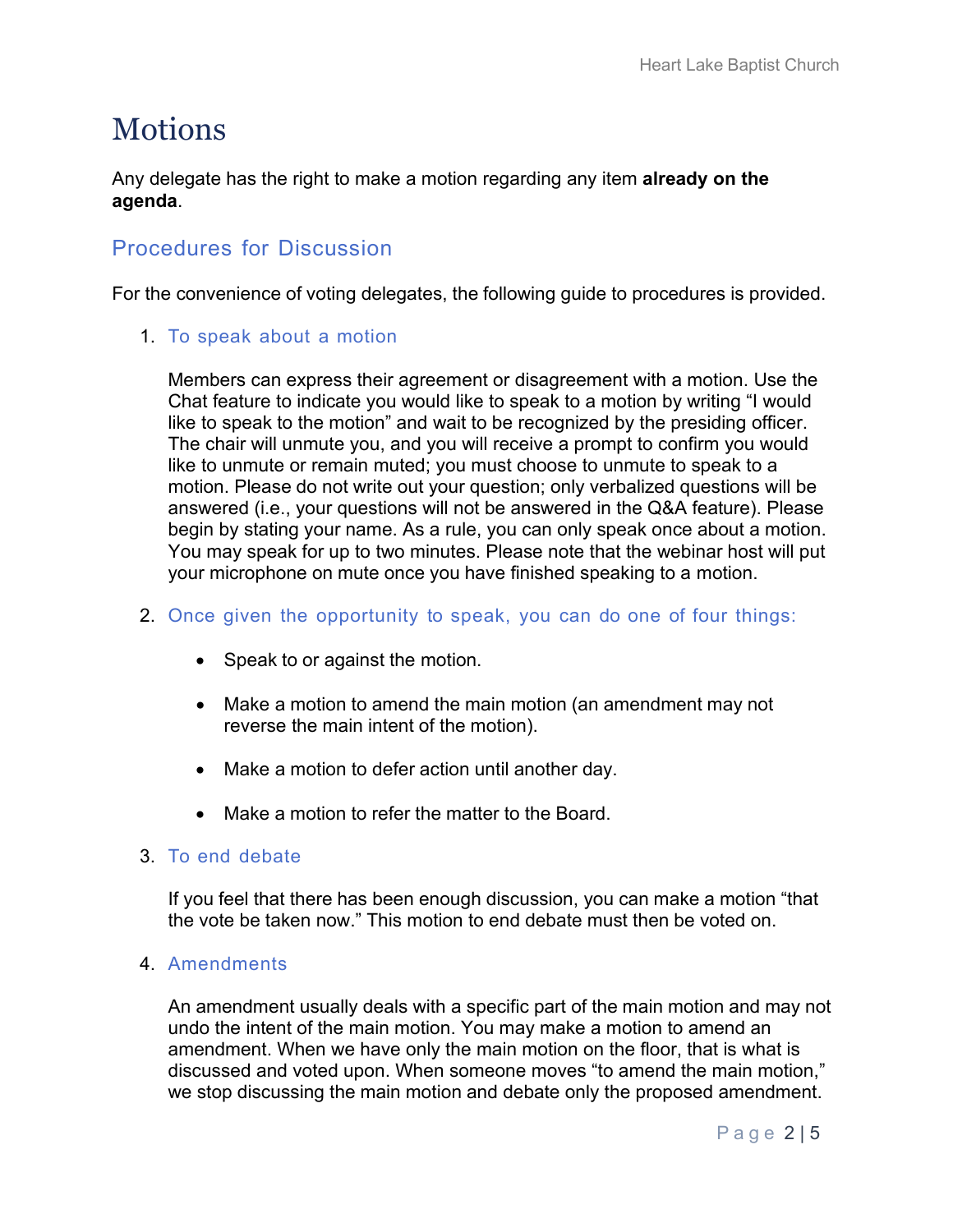# Motions

Any delegate has the right to make a motion regarding any item **already on the agenda**.

## Procedures for Discussion

For the convenience of voting delegates, the following guide to procedures is provided.

1. ### To speak about a motion

   Members can express their agreement or disagreement with a motion. Use the Chat feature to indicate you would like to speak to a motion by writing "I would like to speak to the motion" and wait to be recognized by the presiding officer. The chair will unmute you, and you will receive a prompt to confirm you would like to unmute or remain muted; you must choose to unmute to speak to a motion. Please do not write out your question; only verbalized questions will be answered (i.e., your questions will not be answered in the Q&A feature). Please begin by stating your name. As a rule, you can only speak once about a motion. You may speak for up to two minutes. Please note that the webinar host will put your microphone on mute once you have finished speaking to a motion.

2. ### Once given the opportunity to speak, you can do one of four things:

   - Speak to or against the motion.
   - Make a motion to amend the main motion (an amendment may not reverse the main intent of the motion).
   - Make a motion to defer action until another day.
   - Make a motion to refer the matter to the Board.

3. ### To end debate

   If you feel that there has been enough discussion, you can make a motion "that the vote be taken now." This motion to end debate must then be voted on.

4. ### Amendments

   An amendment usually deals with a specific part of the main motion and may not undo the intent of the main motion. You may make a motion to amend an amendment. When we have only the main motion on the floor, that is what is discussed and voted upon. When someone moves "to amend the main motion," we stop discussing the main motion and debate only the proposed amendment.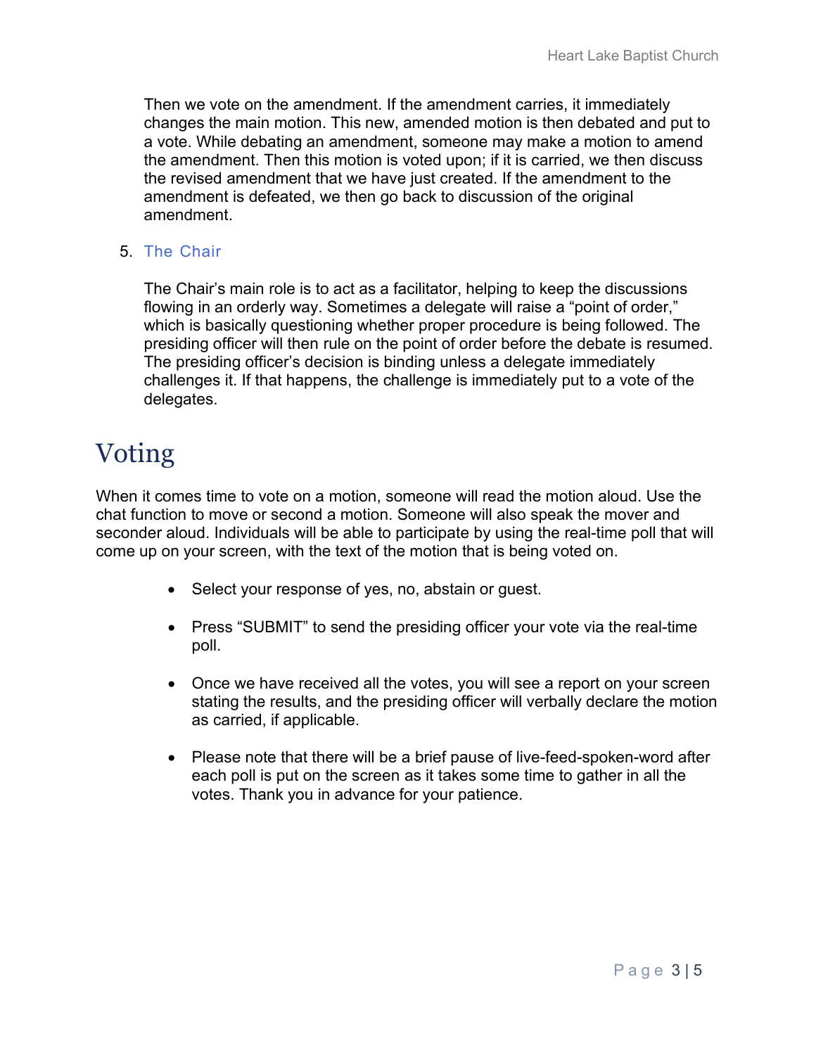Then we vote on the amendment. If the amendment carries, it immediately changes the main motion. This new, amended motion is then debated and put to a vote. While debating an amendment, someone may make a motion to amend the amendment. Then this motion is voted upon; if it is carried, we then discuss the revised amendment that we have just created. If the amendment to the amendment is defeated, we then go back to discussion of the original amendment.

5. The Chair

   The Chair's main role is to act as a facilitator, helping to keep the discussions flowing in an orderly way. Sometimes a delegate will raise a "point of order," which is basically questioning whether proper procedure is being followed. The presiding officer will then rule on the point of order before the debate is resumed. The presiding officer's decision is binding unless a delegate immediately challenges it. If that happens, the challenge is immediately put to a vote of the delegates.

# Voting

When it comes time to vote on a motion, someone will read the motion aloud. Use the chat function to move or second a motion. Someone will also speak the mover and seconder aloud. Individuals will be able to participate by using the real-time poll that will come up on your screen, with the text of the motion that is being voted on.

- Select your response of yes, no, abstain or guest.
- Press "SUBMIT" to send the presiding officer your vote via the real-time poll.
- Once we have received all the votes, you will see a report on your screen stating the results, and the presiding officer will verbally declare the motion as carried, if applicable.
- Please note that there will be a brief pause of live-feed-spoken-word after each poll is put on the screen as it takes some time to gather in all the votes. Thank you in advance for your patience.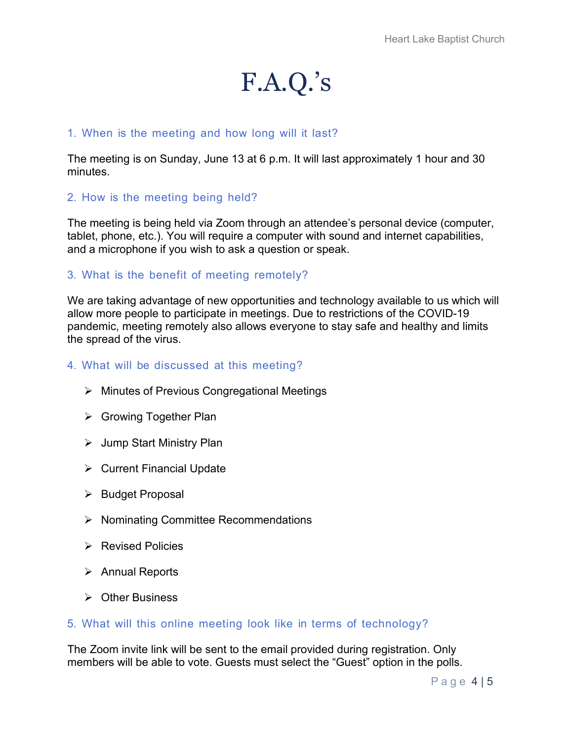# F.A.Q.'s

### 1. When is the meeting and how long will it last?

The meeting is on Sunday, June 13 at 6 p.m. It will last approximately 1 hour and 30 minutes.

### 2. How is the meeting being held?

The meeting is being held via Zoom through an attendee's personal device (computer, tablet, phone, etc.). You will require a computer with sound and internet capabilities, and a microphone if you wish to ask a question or speak.

### 3. What is the benefit of meeting remotely?

We are taking advantage of new opportunities and technology available to us which will allow more people to participate in meetings. Due to restrictions of the COVID-19 pandemic, meeting remotely also allows everyone to stay safe and healthy and limits the spread of the virus.

### 4. What will be discussed at this meeting?

- Minutes of Previous Congregational Meetings
- Growing Together Plan
- Jump Start Ministry Plan
- Current Financial Update
- Budget Proposal
- Nominating Committee Recommendations
- Revised Policies
- Annual Reports
- Other Business

### 5. What will this online meeting look like in terms of technology?

The Zoom invite link will be sent to the email provided during registration. Only members will be able to vote. Guests must select the "Guest" option in the polls.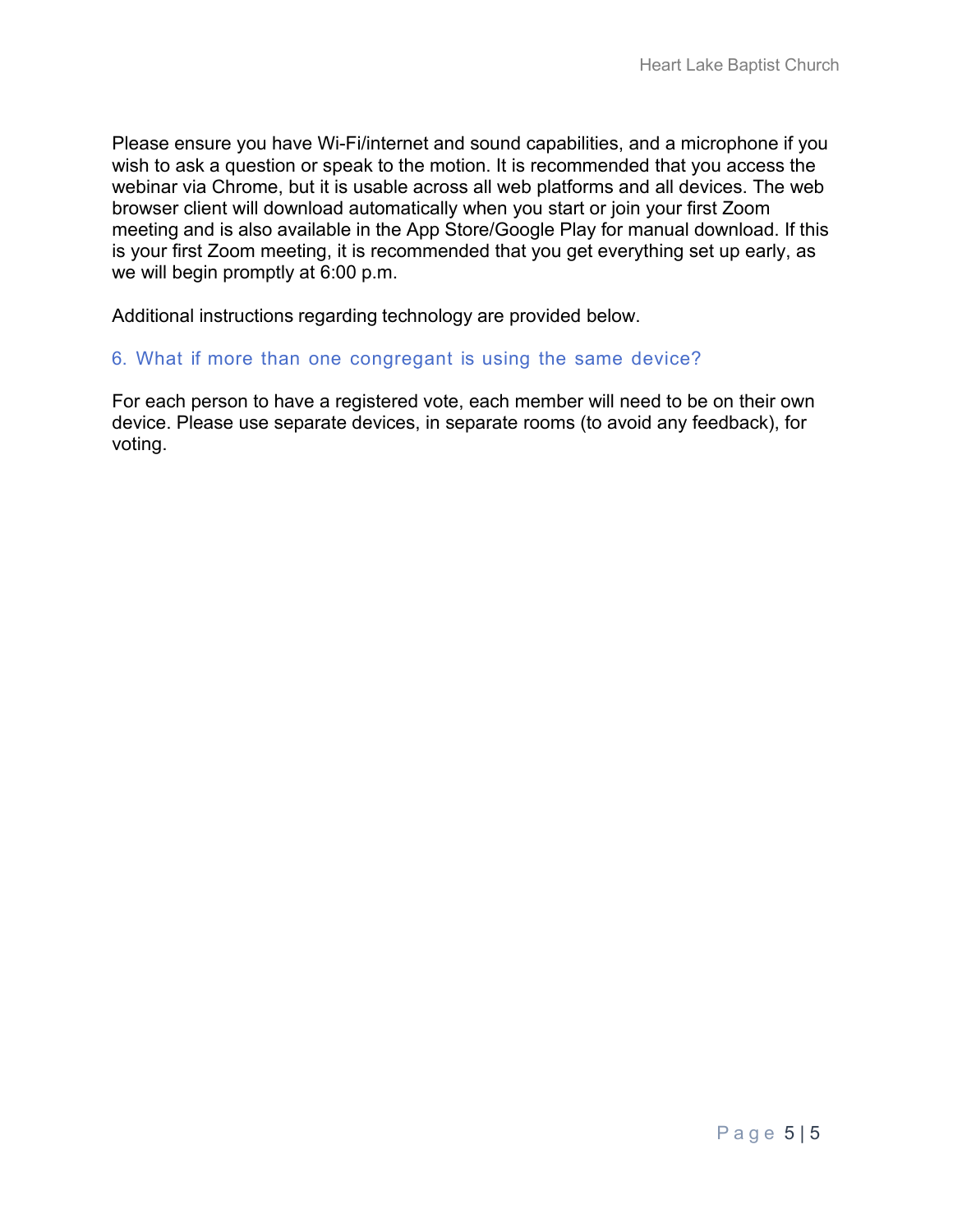Please ensure you have Wi-Fi/internet and sound capabilities, and a microphone if you wish to ask a question or speak to the motion. It is recommended that you access the webinar via Chrome, but it is usable across all web platforms and all devices. The web browser client will download automatically when you start or join your first Zoom meeting and is also available in the App Store/Google Play for manual download. If this is your first Zoom meeting, it is recommended that you get everything set up early, as we will begin promptly at 6:00 p.m.

Additional instructions regarding technology are provided below.

### 6. What if more than one congregant is using the same device?

For each person to have a registered vote, each member will need to be on their own device. Please use separate devices, in separate rooms (to avoid any feedback), for voting.